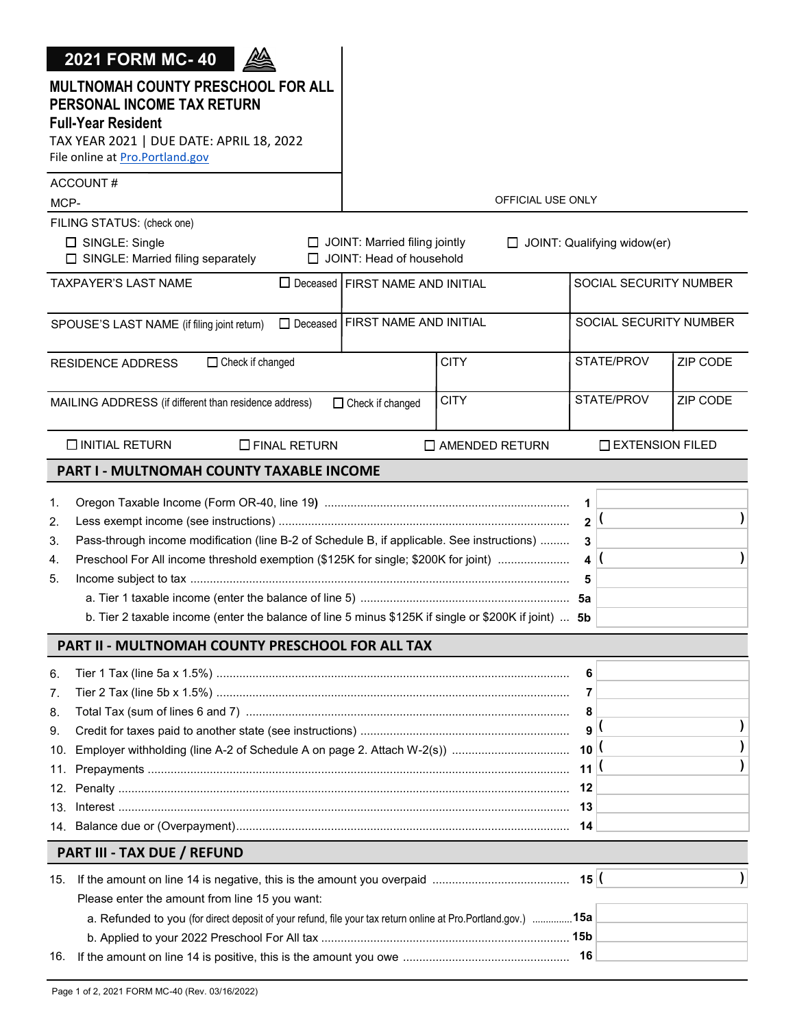# 2021 FORM MC-40

## MULTNOMAH COUNTY PRESCHOOL FOR ALL PERSONAL INCOME TAX RETURN

**Full-Year Resident**

TAX YEAR 2021 | DUE DATE: APRIL 18, 2022

File online at Pro.Portland.gov

ACCOUNT #

MCP-

OFFICIAL USE ONLY

FILING STATUS: (check one)

- ☐ SINGLE: Single
- ☐ SINGLE: Married filing separately
- ☐ JOINT: Married filing jointly
- ☐ JOINT: Head of household
- ☐ JOINT: Qualifying widow(er)

| TAXPAYER'S LAST NAME ☐ Deceased | FIRST NAME AND INITIAL | SOCIAL SECURITY NUMBER |
|---|---|---|
| SPOUSE'S LAST NAME (if filing joint return) ☐ Deceased | FIRST NAME AND INITIAL | SOCIAL SECURITY NUMBER |

| RESIDENCE ADDRESS ☐ Check if changed | CITY | STATE/PROV | ZIP CODE |
|---|---|---|---|
| MAILING ADDRESS (if different than residence address) ☐ Check if changed | CITY | STATE/PROV | ZIP CODE |

☐ INITIAL RETURN ☐ FINAL RETURN ☐ AMENDED RETURN ☐ EXTENSION FILED

## PART I - MULTNOMAH COUNTY TAXABLE INCOME

| | | Line | Amount |
|---|---|---|---|
| 1. | Oregon Taxable Income (Form OR-40, line 19) | 1 | |
| 2. | Less exempt income (see instructions) | 2 | ( ) |
| 3. | Pass-through income modification (line B-2 of Schedule B, if applicable. See instructions) | 3 | |
| 4. | Preschool For All income threshold exemption ($125K for single; $200K for joint) | 4 | ( ) |
| 5. | Income subject to tax | 5 | |
| | a. Tier 1 taxable income (enter the balance of line 5) | 5a | |
| | b. Tier 2 taxable income (enter the balance of line 5 minus $125K if single or $200K if joint) | 5b | |

## PART II - MULTNOMAH COUNTY PRESCHOOL FOR ALL TAX

| | | Line | Amount |
|---|---|---|---|
| 6. | Tier 1 Tax (line 5a x 1.5%) | 6 | |
| 7. | Tier 2 Tax (line 5b x 1.5%) | 7 | |
| 8. | Total Tax (sum of lines 6 and 7) | 8 | |
| 9. | Credit for taxes paid to another state (see instructions) | 9 | ( ) |
| 10. | Employer withholding (line A-2 of Schedule A on page 2. Attach W-2(s)) | 10 | ( ) |
| 11. | Prepayments | 11 | ( ) |
| 12. | Penalty | 12 | |
| 13. | Interest | 13 | |
| 14. | Balance due or (Overpayment) | 14 | |

## PART III - TAX DUE / REFUND

| | | Line | Amount |
|---|---|---|---|
| 15. | If the amount on line 14 is negative, this is the amount you overpaid | 15 | ( ) |
| | Please enter the amount from line 15 you want: | | |
| | a. Refunded to you (for direct deposit of your refund, file your tax return online at Pro.Portland.gov.) | 15a | |
| | b. Applied to your 2022 Preschool For All tax | 15b | |
| 16. | If the amount on line 14 is positive, this is the amount you owe | 16 | |

Page 1 of 2, 2021 FORM MC-40 (Rev. 03/16/2022)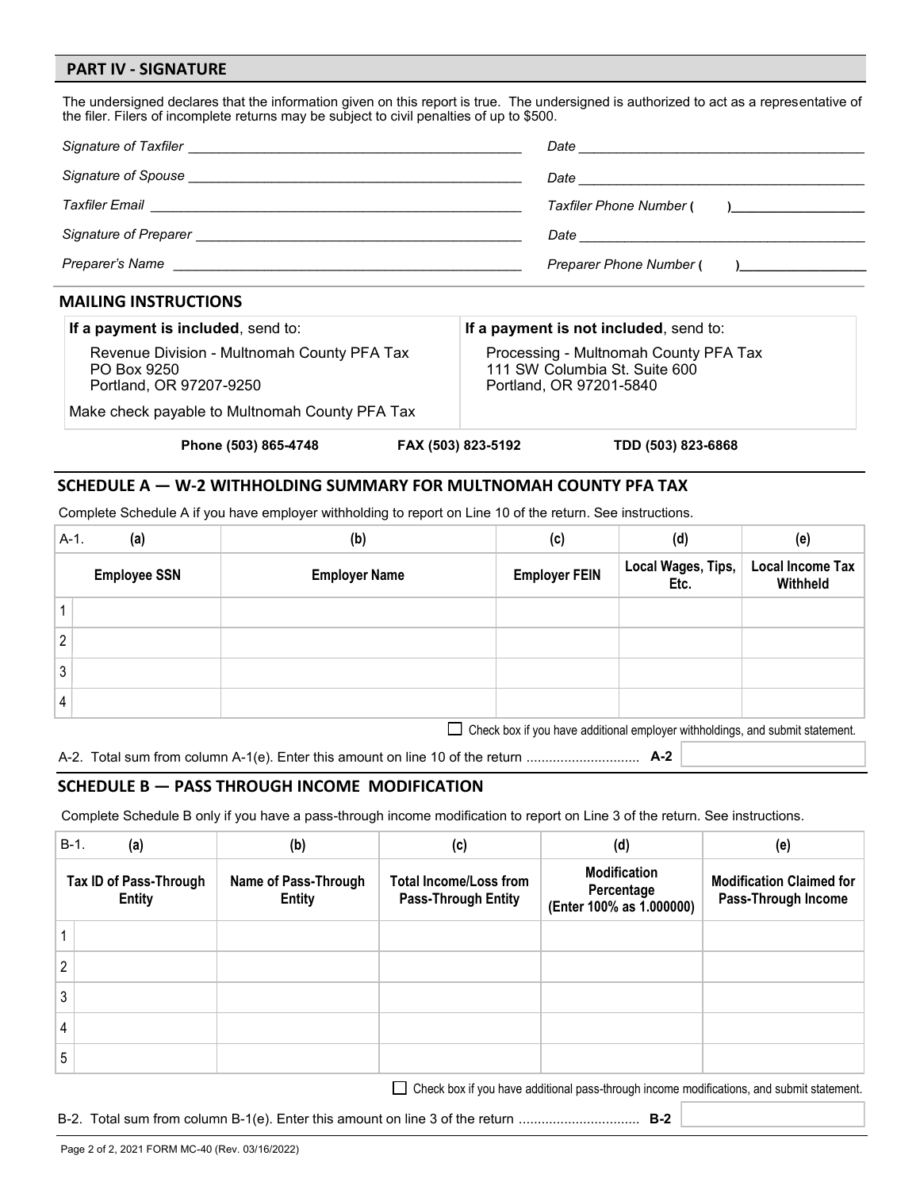## PART IV - SIGNATURE

The undersigned declares that the information given on this report is true. The undersigned is authorized to act as a representative of the filer. Filers of incomplete returns may be subject to civil penalties of up to $500.

*Signature of Taxfiler* ____________________ *Date* ____________________

*Signature of Spouse* ____________________ *Date* ____________________

*Taxfiler Email* ____________________ *Taxfiler Phone Number* (   ) ____________________

*Signature of Preparer* ____________________ *Date* ____________________

*Preparer's Name* ____________________ *Preparer Phone Number* (   ) ____________________

## MAILING INSTRUCTIONS

| **If a payment is included**, send to: | **If a payment is not included**, send to: |
|---|---|
| Revenue Division - Multnomah County PFA Tax<br>PO Box 9250<br>Portland, OR 97207-9250<br><br>Make check payable to Multnomah County PFA Tax | Processing - Multnomah County PFA Tax<br>111 SW Columbia St. Suite 600<br>Portland, OR 97201-5840 |

**Phone (503) 865-4748** **FAX (503) 823-5192** **TDD (503) 823-6868**

## SCHEDULE A — W-2 WITHHOLDING SUMMARY FOR MULTNOMAH COUNTY PFA TAX

Complete Schedule A if you have employer withholding to report on Line 10 of the return. See instructions.

| A-1. | (a) | (b) | (c) | (d) | (e) |
|---|---|---|---|---|---|
| | **Employee SSN** | **Employer Name** | **Employer FEIN** | **Local Wages, Tips, Etc.** | **Local Income Tax Withheld** |
| 1 | | | | | |
| 2 | | | | | |
| 3 | | | | | |
| 4 | | | | | |

☐ Check box if you have additional employer withholdings, and submit statement.

A-2. Total sum from column A-1(e). Enter this amount on line 10 of the return .............................. **A-2** ____________

## SCHEDULE B — PASS THROUGH INCOME MODIFICATION

Complete Schedule B only if you have a pass-through income modification to report on Line 3 of the return. See instructions.

| B-1. | (a) | (b) | (c) | (d) | (e) |
|---|---|---|---|---|---|
| | **Tax ID of Pass-Through Entity** | **Name of Pass-Through Entity** | **Total Income/Loss from Pass-Through Entity** | **Modification Percentage (Enter 100% as 1.000000)** | **Modification Claimed for Pass-Through Income** |
| 1 | | | | | |
| 2 | | | | | |
| 3 | | | | | |
| 4 | | | | | |
| 5 | | | | | |

☐ Check box if you have additional pass-through income modifications, and submit statement.

B-2. Total sum from column B-1(e). Enter this amount on line 3 of the return ................................ **B-2** ____________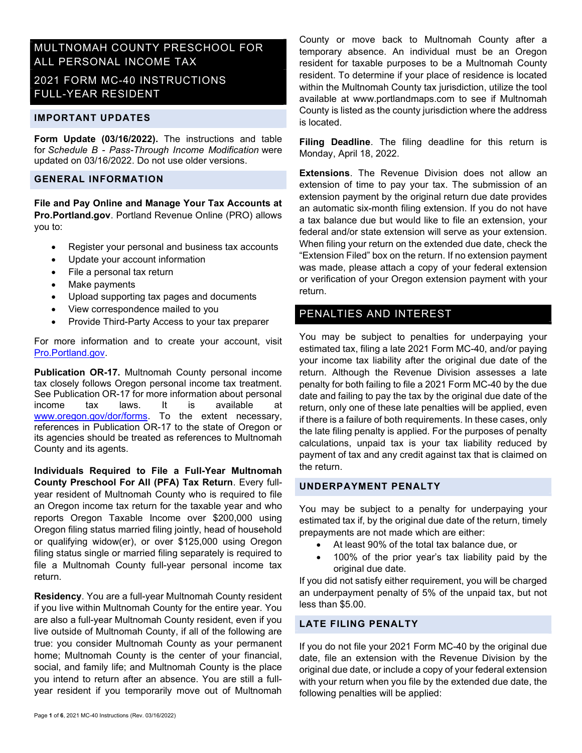# MULTNOMAH COUNTY PRESCHOOL FOR ALL PERSONAL INCOME TAX

# 2021 FORM MC-40 INSTRUCTIONS FULL-YEAR RESIDENT

## IMPORTANT UPDATES

**Form Update (03/16/2022).** The instructions and table for *Schedule B - Pass-Through Income Modification* were updated on 03/16/2022. Do not use older versions.

## GENERAL INFORMATION

**File and Pay Online and Manage Your Tax Accounts at Pro.Portland.gov**. Portland Revenue Online (PRO) allows you to:

- Register your personal and business tax accounts
- Update your account information
- File a personal tax return
- Make payments
- Upload supporting tax pages and documents
- View correspondence mailed to you
- Provide Third-Party Access to your tax preparer

For more information and to create your account, visit Pro.Portland.gov.

**Publication OR-17.** Multnomah County personal income tax closely follows Oregon personal income tax treatment. See Publication OR-17 for more information about personal income tax laws. It is available at www.oregon.gov/dor/forms. To the extent necessary, references in Publication OR-17 to the state of Oregon or its agencies should be treated as references to Multnomah County and its agents.

**Individuals Required to File a Full-Year Multnomah County Preschool For All (PFA) Tax Return**. Every full-year resident of Multnomah County who is required to file an Oregon income tax return for the taxable year and who reports Oregon Taxable Income over $200,000 using Oregon filing status married filing jointly, head of household or qualifying widow(er), or over $125,000 using Oregon filing status single or married filing separately is required to file a Multnomah County full-year personal income tax return.

**Residency**. You are a full-year Multnomah County resident if you live within Multnomah County for the entire year. You are also a full-year Multnomah County resident, even if you live outside of Multnomah County, if all of the following are true: you consider Multnomah County as your permanent home; Multnomah County is the center of your financial, social, and family life; and Multnomah County is the place you intend to return after an absence. You are still a full-year resident if you temporarily move out of Multnomah County or move back to Multnomah County after a temporary absence. An individual must be an Oregon resident for taxable purposes to be a Multnomah County resident. To determine if your place of residence is located within the Multnomah County tax jurisdiction, utilize the tool available at www.portlandmaps.com to see if Multnomah County is listed as the county jurisdiction where the address is located.

**Filing Deadline**. The filing deadline for this return is Monday, April 18, 2022.

**Extensions**. The Revenue Division does not allow an extension of time to pay your tax. The submission of an extension payment by the original return due date provides an automatic six-month filing extension. If you do not have a tax balance due but would like to file an extension, your federal and/or state extension will serve as your extension. When filing your return on the extended due date, check the "Extension Filed" box on the return. If no extension payment was made, please attach a copy of your federal extension or verification of your Oregon extension payment with your return.

# PENALTIES AND INTEREST

You may be subject to penalties for underpaying your estimated tax, filing a late 2021 Form MC-40, and/or paying your income tax liability after the original due date of the return. Although the Revenue Division assesses a late penalty for both failing to file a 2021 Form MC-40 by the due date and failing to pay the tax by the original due date of the return, only one of these late penalties will be applied, even if there is a failure of both requirements. In these cases, only the late filing penalty is applied. For the purposes of penalty calculations, unpaid tax is your tax liability reduced by payment of tax and any credit against tax that is claimed on the return.

## UNDERPAYMENT PENALTY

You may be subject to a penalty for underpaying your estimated tax if, by the original due date of the return, timely prepayments are not made which are either:

- At least 90% of the total tax balance due, or
- 100% of the prior year's tax liability paid by the original due date.

If you did not satisfy either requirement, you will be charged an underpayment penalty of 5% of the unpaid tax, but not less than $5.00.

## LATE FILING PENALTY

If you do not file your 2021 Form MC-40 by the original due date, file an extension with the Revenue Division by the original due date, or include a copy of your federal extension with your return when you file by the extended due date, the following penalties will be applied: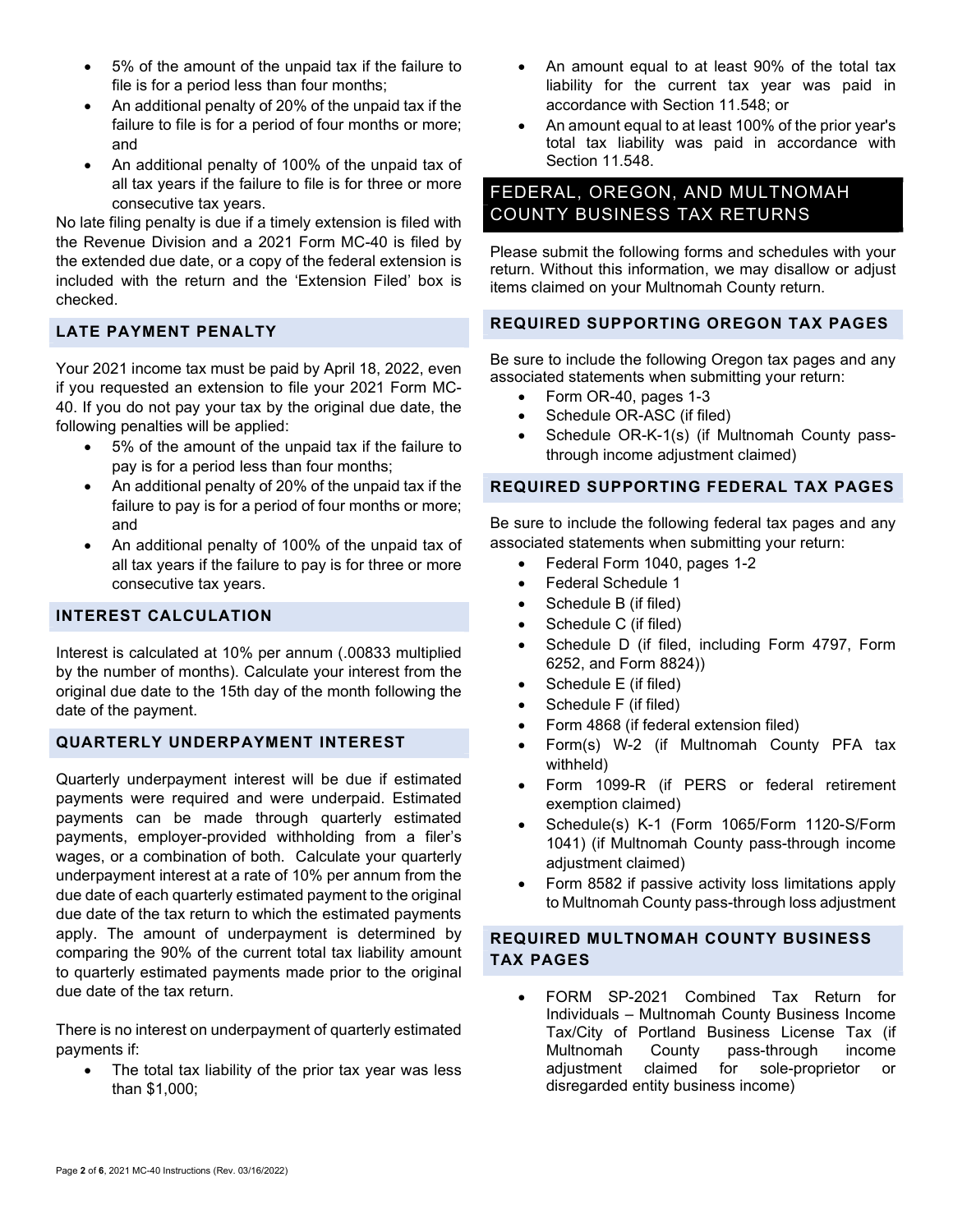- 5% of the amount of the unpaid tax if the failure to file is for a period less than four months;
- An additional penalty of 20% of the unpaid tax if the failure to file is for a period of four months or more; and
- An additional penalty of 100% of the unpaid tax of all tax years if the failure to file is for three or more consecutive tax years.

No late filing penalty is due if a timely extension is filed with the Revenue Division and a 2021 Form MC-40 is filed by the extended due date, or a copy of the federal extension is included with the return and the 'Extension Filed' box is checked.

### LATE PAYMENT PENALTY

Your 2021 income tax must be paid by April 18, 2022, even if you requested an extension to file your 2021 Form MC-40. If you do not pay your tax by the original due date, the following penalties will be applied:

- 5% of the amount of the unpaid tax if the failure to pay is for a period less than four months;
- An additional penalty of 20% of the unpaid tax if the failure to pay is for a period of four months or more; and
- An additional penalty of 100% of the unpaid tax of all tax years if the failure to pay is for three or more consecutive tax years.

### INTEREST CALCULATION

Interest is calculated at 10% per annum (.00833 multiplied by the number of months). Calculate your interest from the original due date to the 15th day of the month following the date of the payment.

### QUARTERLY UNDERPAYMENT INTEREST

Quarterly underpayment interest will be due if estimated payments were required and were underpaid. Estimated payments can be made through quarterly estimated payments, employer-provided withholding from a filer's wages, or a combination of both. Calculate your quarterly underpayment interest at a rate of 10% per annum from the due date of each quarterly estimated payment to the original due date of the tax return to which the estimated payments apply. The amount of underpayment is determined by comparing the 90% of the current total tax liability amount to quarterly estimated payments made prior to the original due date of the tax return.

There is no interest on underpayment of quarterly estimated payments if:

- The total tax liability of the prior tax year was less than $1,000;
- An amount equal to at least 90% of the total tax liability for the current tax year was paid in accordance with Section 11.548; or
- An amount equal to at least 100% of the prior year's total tax liability was paid in accordance with Section 11.548.

## FEDERAL, OREGON, AND MULTNOMAH COUNTY BUSINESS TAX RETURNS

Please submit the following forms and schedules with your return. Without this information, we may disallow or adjust items claimed on your Multnomah County return.

### REQUIRED SUPPORTING OREGON TAX PAGES

Be sure to include the following Oregon tax pages and any associated statements when submitting your return:

- Form OR-40, pages 1-3
- Schedule OR-ASC (if filed)
- Schedule OR-K-1(s) (if Multnomah County pass-through income adjustment claimed)

### REQUIRED SUPPORTING FEDERAL TAX PAGES

Be sure to include the following federal tax pages and any associated statements when submitting your return:

- Federal Form 1040, pages 1-2
- Federal Schedule 1
- Schedule B (if filed)
- Schedule C (if filed)
- Schedule D (if filed, including Form 4797, Form 6252, and Form 8824))
- Schedule E (if filed)
- Schedule F (if filed)
- Form 4868 (if federal extension filed)
- Form(s) W-2 (if Multnomah County PFA tax withheld)
- Form 1099-R (if PERS or federal retirement exemption claimed)
- Schedule(s) K-1 (Form 1065/Form 1120-S/Form 1041) (if Multnomah County pass-through income adjustment claimed)
- Form 8582 if passive activity loss limitations apply to Multnomah County pass-through loss adjustment

### REQUIRED MULTNOMAH COUNTY BUSINESS TAX PAGES

- FORM SP-2021 Combined Tax Return for Individuals – Multnomah County Business Income Tax/City of Portland Business License Tax (if Multnomah County pass-through income adjustment claimed for sole-proprietor or disregarded entity business income)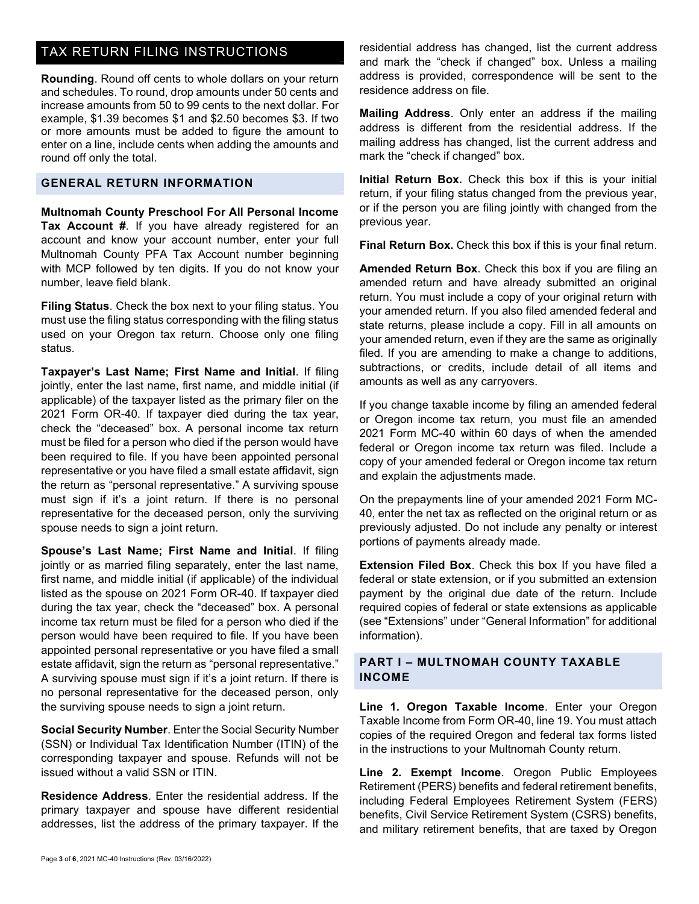## TAX RETURN FILING INSTRUCTIONS

**Rounding**. Round off cents to whole dollars on your return and schedules. To round, drop amounts under 50 cents and increase amounts from 50 to 99 cents to the next dollar. For example, $1.39 becomes $1 and $2.50 becomes $3. If two or more amounts must be added to figure the amount to enter on a line, include cents when adding the amounts and round off only the total.

### GENERAL RETURN INFORMATION

**Multnomah County Preschool For All Personal Income Tax Account #**. If you have already registered for an account and know your account number, enter your full Multnomah County PFA Tax Account number beginning with MCP followed by ten digits. If you do not know your number, leave field blank.

**Filing Status**. Check the box next to your filing status. You must use the filing status corresponding with the filing status used on your Oregon tax return. Choose only one filing status.

**Taxpayer's Last Name; First Name and Initial**. If filing jointly, enter the last name, first name, and middle initial (if applicable) of the taxpayer listed as the primary filer on the 2021 Form OR-40. If taxpayer died during the tax year, check the "deceased" box. A personal income tax return must be filed for a person who died if the person would have been required to file. If you have been appointed personal representative or you have filed a small estate affidavit, sign the return as "personal representative." A surviving spouse must sign if it's a joint return. If there is no personal representative for the deceased person, only the surviving spouse needs to sign a joint return.

**Spouse's Last Name; First Name and Initial**. If filing jointly or as married filing separately, enter the last name, first name, and middle initial (if applicable) of the individual listed as the spouse on 2021 Form OR-40. If taxpayer died during the tax year, check the "deceased" box. A personal income tax return must be filed for a person who died if the person would have been required to file. If you have been appointed personal representative or you have filed a small estate affidavit, sign the return as "personal representative." A surviving spouse must sign if it's a joint return. If there is no personal representative for the deceased person, only the surviving spouse needs to sign a joint return.

**Social Security Number**. Enter the Social Security Number (SSN) or Individual Tax Identification Number (ITIN) of the corresponding taxpayer and spouse. Refunds will not be issued without a valid SSN or ITIN.

**Residence Address**. Enter the residential address. If the primary taxpayer and spouse have different residential addresses, list the address of the primary taxpayer. If the residential address has changed, list the current address and mark the "check if changed" box. Unless a mailing address is provided, correspondence will be sent to the residence address on file.

**Mailing Address**. Only enter an address if the mailing address is different from the residential address. If the mailing address has changed, list the current address and mark the "check if changed" box.

**Initial Return Box.** Check this box if this is your initial return, if your filing status changed from the previous year, or if the person you are filing jointly with changed from the previous year.

**Final Return Box.** Check this box if this is your final return.

**Amended Return Box**. Check this box if you are filing an amended return and have already submitted an original return. You must include a copy of your original return with your amended return. If you also filed amended federal and state returns, please include a copy. Fill in all amounts on your amended return, even if they are the same as originally filed. If you are amending to make a change to additions, subtractions, or credits, include detail of all items and amounts as well as any carryovers.

If you change taxable income by filing an amended federal or Oregon income tax return, you must file an amended 2021 Form MC-40 within 60 days of when the amended federal or Oregon income tax return was filed. Include a copy of your amended federal or Oregon income tax return and explain the adjustments made.

On the prepayments line of your amended 2021 Form MC-40, enter the net tax as reflected on the original return or as previously adjusted. Do not include any penalty or interest portions of payments already made.

**Extension Filed Box**. Check this box If you have filed a federal or state extension, or if you submitted an extension payment by the original due date of the return. Include required copies of federal or state extensions as applicable (see "Extensions" under "General Information" for additional information).

### PART I – MULTNOMAH COUNTY TAXABLE INCOME

**Line 1. Oregon Taxable Income**. Enter your Oregon Taxable Income from Form OR-40, line 19. You must attach copies of the required Oregon and federal tax forms listed in the instructions to your Multnomah County return.

**Line 2. Exempt Income**. Oregon Public Employees Retirement (PERS) benefits and federal retirement benefits, including Federal Employees Retirement System (FERS) benefits, Civil Service Retirement System (CSRS) benefits, and military retirement benefits, that are taxed by Oregon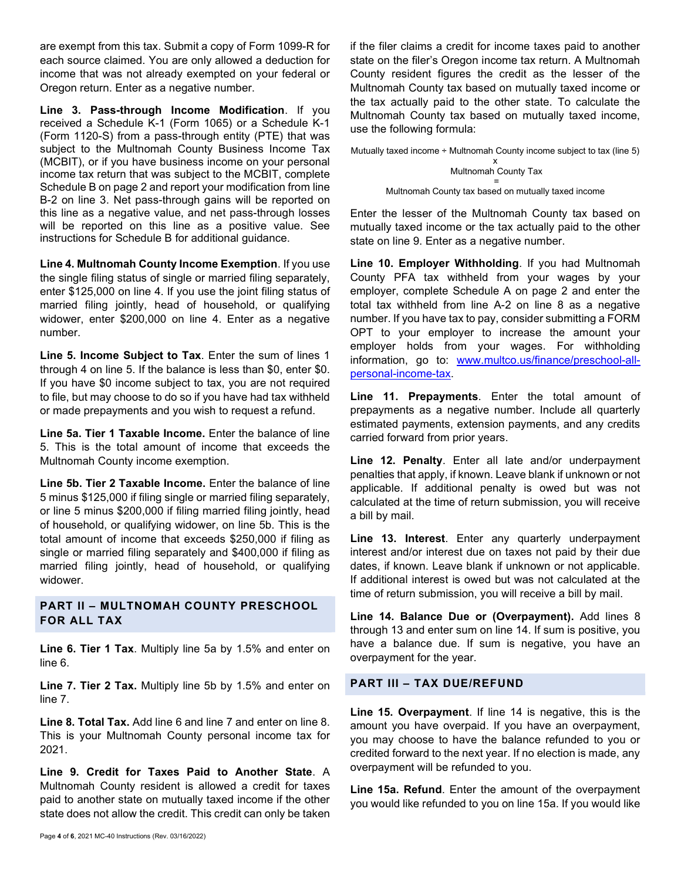are exempt from this tax. Submit a copy of Form 1099-R for each source claimed. You are only allowed a deduction for income that was not already exempted on your federal or Oregon return. Enter as a negative number.

**Line 3. Pass-through Income Modification**. If you received a Schedule K-1 (Form 1065) or a Schedule K-1 (Form 1120-S) from a pass-through entity (PTE) that was subject to the Multnomah County Business Income Tax (MCBIT), or if you have business income on your personal income tax return that was subject to the MCBIT, complete Schedule B on page 2 and report your modification from line B-2 on line 3. Net pass-through gains will be reported on this line as a negative value, and net pass-through losses will be reported on this line as a positive value. See instructions for Schedule B for additional guidance.

**Line 4. Multnomah County Income Exemption**. If you use the single filing status of single or married filing separately, enter $125,000 on line 4. If you use the joint filing status of married filing jointly, head of household, or qualifying widower, enter $200,000 on line 4. Enter as a negative number.

**Line 5. Income Subject to Tax**. Enter the sum of lines 1 through 4 on line 5. If the balance is less than $0, enter $0. If you have $0 income subject to tax, you are not required to file, but may choose to do so if you have had tax withheld or made prepayments and you wish to request a refund.

**Line 5a. Tier 1 Taxable Income.** Enter the balance of line 5. This is the total amount of income that exceeds the Multnomah County income exemption.

**Line 5b. Tier 2 Taxable Income.** Enter the balance of line 5 minus $125,000 if filing single or married filing separately, or line 5 minus $200,000 if filing married filing jointly, head of household, or qualifying widower, on line 5b. This is the total amount of income that exceeds $250,000 if filing as single or married filing separately and $400,000 if filing as married filing jointly, head of household, or qualifying widower.

## PART II – MULTNOMAH COUNTY PRESCHOOL FOR ALL TAX

**Line 6. Tier 1 Tax**. Multiply line 5a by 1.5% and enter on line 6.

**Line 7. Tier 2 Tax.** Multiply line 5b by 1.5% and enter on line 7.

**Line 8. Total Tax.** Add line 6 and line 7 and enter on line 8. This is your Multnomah County personal income tax for 2021.

**Line 9. Credit for Taxes Paid to Another State**. A Multnomah County resident is allowed a credit for taxes paid to another state on mutually taxed income if the other state does not allow the credit. This credit can only be taken if the filer claims a credit for income taxes paid to another state on the filer's Oregon income tax return. A Multnomah County resident figures the credit as the lesser of the Multnomah County tax based on mutually taxed income or the tax actually paid to the other state. To calculate the Multnomah County tax based on mutually taxed income, use the following formula:

Mutually taxed income ÷ Multnomah County income subject to tax (line 5)
x
Multnomah County Tax
=
Multnomah County tax based on mutually taxed income

Enter the lesser of the Multnomah County tax based on mutually taxed income or the tax actually paid to the other state on line 9. Enter as a negative number.

**Line 10. Employer Withholding**. If you had Multnomah County PFA tax withheld from your wages by your employer, complete Schedule A on page 2 and enter the total tax withheld from line A-2 on line 8 as a negative number. If you have tax to pay, consider submitting a FORM OPT to your employer to increase the amount your employer holds from your wages. For withholding information, go to: www.multco.us/finance/preschool-all-personal-income-tax.

**Line 11. Prepayments**. Enter the total amount of prepayments as a negative number. Include all quarterly estimated payments, extension payments, and any credits carried forward from prior years.

**Line 12. Penalty**. Enter all late and/or underpayment penalties that apply, if known. Leave blank if unknown or not applicable. If additional penalty is owed but was not calculated at the time of return submission, you will receive a bill by mail.

**Line 13. Interest**. Enter any quarterly underpayment interest and/or interest due on taxes not paid by their due dates, if known. Leave blank if unknown or not applicable. If additional interest is owed but was not calculated at the time of return submission, you will receive a bill by mail.

**Line 14. Balance Due or (Overpayment).** Add lines 8 through 13 and enter sum on line 14. If sum is positive, you have a balance due. If sum is negative, you have an overpayment for the year.

## PART III – TAX DUE/REFUND

**Line 15. Overpayment**. If line 14 is negative, this is the amount you have overpaid. If you have an overpayment, you may choose to have the balance refunded to you or credited forward to the next year. If no election is made, any overpayment will be refunded to you.

**Line 15a. Refund**. Enter the amount of the overpayment you would like refunded to you on line 15a. If you would like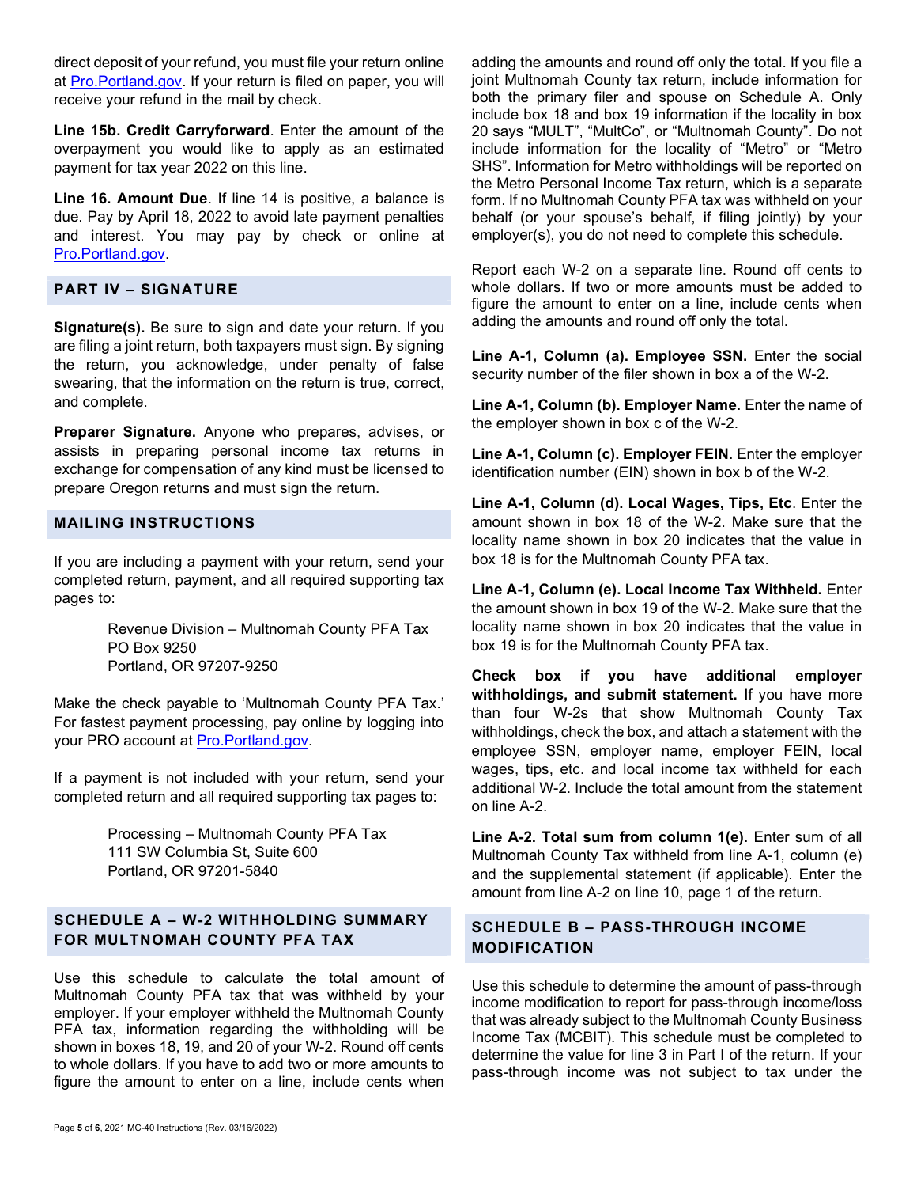direct deposit of your refund, you must file your return online at Pro.Portland.gov. If your return is filed on paper, you will receive your refund in the mail by check.

**Line 15b. Credit Carryforward**. Enter the amount of the overpayment you would like to apply as an estimated payment for tax year 2022 on this line.

**Line 16. Amount Due**. If line 14 is positive, a balance is due. Pay by April 18, 2022 to avoid late payment penalties and interest. You may pay by check or online at Pro.Portland.gov.

## PART IV – SIGNATURE

**Signature(s).** Be sure to sign and date your return. If you are filing a joint return, both taxpayers must sign. By signing the return, you acknowledge, under penalty of false swearing, that the information on the return is true, correct, and complete.

**Preparer Signature.** Anyone who prepares, advises, or assists in preparing personal income tax returns in exchange for compensation of any kind must be licensed to prepare Oregon returns and must sign the return.

## MAILING INSTRUCTIONS

If you are including a payment with your return, send your completed return, payment, and all required supporting tax pages to:

Revenue Division – Multnomah County PFA Tax
PO Box 9250
Portland, OR 97207-9250

Make the check payable to 'Multnomah County PFA Tax.' For fastest payment processing, pay online by logging into your PRO account at Pro.Portland.gov.

If a payment is not included with your return, send your completed return and all required supporting tax pages to:

Processing – Multnomah County PFA Tax
111 SW Columbia St, Suite 600
Portland, OR 97201-5840

## SCHEDULE A – W-2 WITHHOLDING SUMMARY FOR MULTNOMAH COUNTY PFA TAX

Use this schedule to calculate the total amount of Multnomah County PFA tax that was withheld by your employer. If your employer withheld the Multnomah County PFA tax, information regarding the withholding will be shown in boxes 18, 19, and 20 of your W-2. Round off cents to whole dollars. If you have to add two or more amounts to figure the amount to enter on a line, include cents when adding the amounts and round off only the total. If you file a joint Multnomah County tax return, include information for both the primary filer and spouse on Schedule A. Only include box 18 and box 19 information if the locality in box 20 says "MULT", "MultCo", or "Multnomah County". Do not include information for the locality of "Metro" or "Metro SHS". Information for Metro withholdings will be reported on the Metro Personal Income Tax return, which is a separate form. If no Multnomah County PFA tax was withheld on your behalf (or your spouse's behalf, if filing jointly) by your employer(s), you do not need to complete this schedule.

Report each W-2 on a separate line. Round off cents to whole dollars. If two or more amounts must be added to figure the amount to enter on a line, include cents when adding the amounts and round off only the total.

**Line A-1, Column (a). Employee SSN.** Enter the social security number of the filer shown in box a of the W-2.

**Line A-1, Column (b). Employer Name.** Enter the name of the employer shown in box c of the W-2.

**Line A-1, Column (c). Employer FEIN.** Enter the employer identification number (EIN) shown in box b of the W-2.

**Line A-1, Column (d). Local Wages, Tips, Etc**. Enter the amount shown in box 18 of the W-2. Make sure that the locality name shown in box 20 indicates that the value in box 18 is for the Multnomah County PFA tax.

**Line A-1, Column (e). Local Income Tax Withheld.** Enter the amount shown in box 19 of the W-2. Make sure that the locality name shown in box 20 indicates that the value in box 19 is for the Multnomah County PFA tax.

**Check box if you have additional employer withholdings, and submit statement.** If you have more than four W-2s that show Multnomah County Tax withholdings, check the box, and attach a statement with the employee SSN, employer name, employer FEIN, local wages, tips, etc. and local income tax withheld for each additional W-2. Include the total amount from the statement on line A-2.

**Line A-2. Total sum from column 1(e).** Enter sum of all Multnomah County Tax withheld from line A-1, column (e) and the supplemental statement (if applicable). Enter the amount from line A-2 on line 10, page 1 of the return.

## SCHEDULE B – PASS-THROUGH INCOME MODIFICATION

Use this schedule to determine the amount of pass-through income modification to report for pass-through income/loss that was already subject to the Multnomah County Business Income Tax (MCBIT). This schedule must be completed to determine the value for line 3 in Part I of the return. If your pass-through income was not subject to tax under the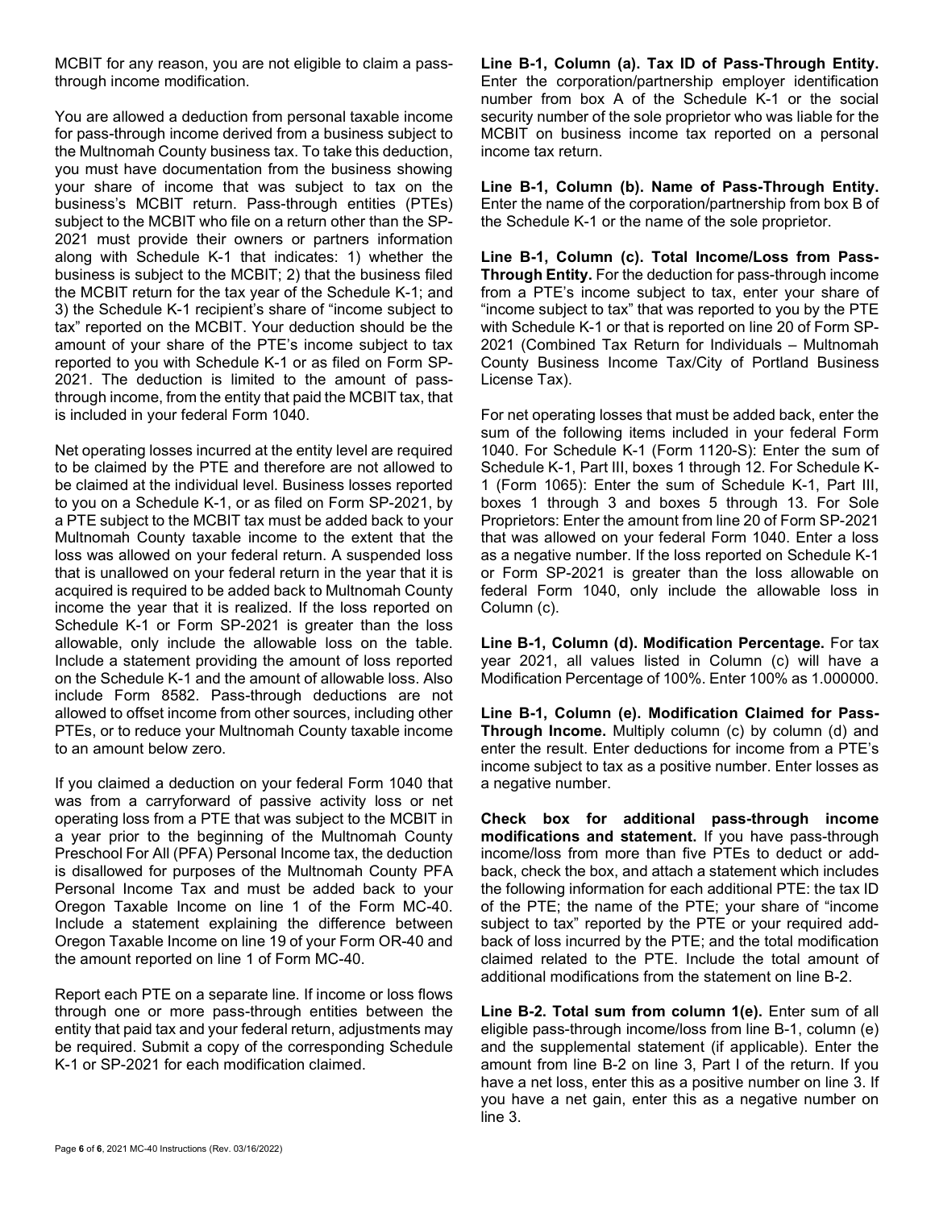MCBIT for any reason, you are not eligible to claim a pass-through income modification.

You are allowed a deduction from personal taxable income for pass-through income derived from a business subject to the Multnomah County business tax. To take this deduction, you must have documentation from the business showing your share of income that was subject to tax on the business's MCBIT return. Pass-through entities (PTEs) subject to the MCBIT who file on a return other than the SP-2021 must provide their owners or partners information along with Schedule K-1 that indicates: 1) whether the business is subject to the MCBIT; 2) that the business filed the MCBIT return for the tax year of the Schedule K-1; and 3) the Schedule K-1 recipient's share of "income subject to tax" reported on the MCBIT. Your deduction should be the amount of your share of the PTE's income subject to tax reported to you with Schedule K-1 or as filed on Form SP-2021. The deduction is limited to the amount of pass-through income, from the entity that paid the MCBIT tax, that is included in your federal Form 1040.

Net operating losses incurred at the entity level are required to be claimed by the PTE and therefore are not allowed to be claimed at the individual level. Business losses reported to you on a Schedule K-1, or as filed on Form SP-2021, by a PTE subject to the MCBIT tax must be added back to your Multnomah County taxable income to the extent that the loss was allowed on your federal return. A suspended loss that is unallowed on your federal return in the year that it is acquired is required to be added back to Multnomah County income the year that it is realized. If the loss reported on Schedule K-1 or Form SP-2021 is greater than the loss allowable, only include the allowable loss on the table. Include a statement providing the amount of loss reported on the Schedule K-1 and the amount of allowable loss. Also include Form 8582. Pass-through deductions are not allowed to offset income from other sources, including other PTEs, or to reduce your Multnomah County taxable income to an amount below zero.

If you claimed a deduction on your federal Form 1040 that was from a carryforward of passive activity loss or net operating loss from a PTE that was subject to the MCBIT in a year prior to the beginning of the Multnomah County Preschool For All (PFA) Personal Income tax, the deduction is disallowed for purposes of the Multnomah County PFA Personal Income Tax and must be added back to your Oregon Taxable Income on line 1 of the Form MC-40. Include a statement explaining the difference between Oregon Taxable Income on line 19 of your Form OR-40 and the amount reported on line 1 of Form MC-40.

Report each PTE on a separate line. If income or loss flows through one or more pass-through entities between the entity that paid tax and your federal return, adjustments may be required. Submit a copy of the corresponding Schedule K-1 or SP-2021 for each modification claimed.

**Line B-1, Column (a). Tax ID of Pass-Through Entity.** Enter the corporation/partnership employer identification number from box A of the Schedule K-1 or the social security number of the sole proprietor who was liable for the MCBIT on business income tax reported on a personal income tax return.

**Line B-1, Column (b). Name of Pass-Through Entity.** Enter the name of the corporation/partnership from box B of the Schedule K-1 or the name of the sole proprietor.

**Line B-1, Column (c). Total Income/Loss from Pass-Through Entity.** For the deduction for pass-through income from a PTE's income subject to tax, enter your share of "income subject to tax" that was reported to you by the PTE with Schedule K-1 or that is reported on line 20 of Form SP-2021 (Combined Tax Return for Individuals – Multnomah County Business Income Tax/City of Portland Business License Tax).

For net operating losses that must be added back, enter the sum of the following items included in your federal Form 1040. For Schedule K-1 (Form 1120-S): Enter the sum of Schedule K-1, Part III, boxes 1 through 12. For Schedule K-1 (Form 1065): Enter the sum of Schedule K-1, Part III, boxes 1 through 3 and boxes 5 through 13. For Sole Proprietors: Enter the amount from line 20 of Form SP-2021 that was allowed on your federal Form 1040. Enter a loss as a negative number. If the loss reported on Schedule K-1 or Form SP-2021 is greater than the loss allowable on federal Form 1040, only include the allowable loss in Column (c).

**Line B-1, Column (d). Modification Percentage.** For tax year 2021, all values listed in Column (c) will have a Modification Percentage of 100%. Enter 100% as 1.000000.

**Line B-1, Column (e). Modification Claimed for Pass-Through Income.** Multiply column (c) by column (d) and enter the result. Enter deductions for income from a PTE's income subject to tax as a positive number. Enter losses as a negative number.

**Check box for additional pass-through income modifications and statement.** If you have pass-through income/loss from more than five PTEs to deduct or add-back, check the box, and attach a statement which includes the following information for each additional PTE: the tax ID of the PTE; the name of the PTE; your share of "income subject to tax" reported by the PTE or your required add-back of loss incurred by the PTE; and the total modification claimed related to the PTE. Include the total amount of additional modifications from the statement on line B-2.

**Line B-2. Total sum from column 1(e).** Enter sum of all eligible pass-through income/loss from line B-1, column (e) and the supplemental statement (if applicable). Enter the amount from line B-2 on line 3, Part I of the return. If you have a net loss, enter this as a positive number on line 3. If you have a net gain, enter this as a negative number on line 3.